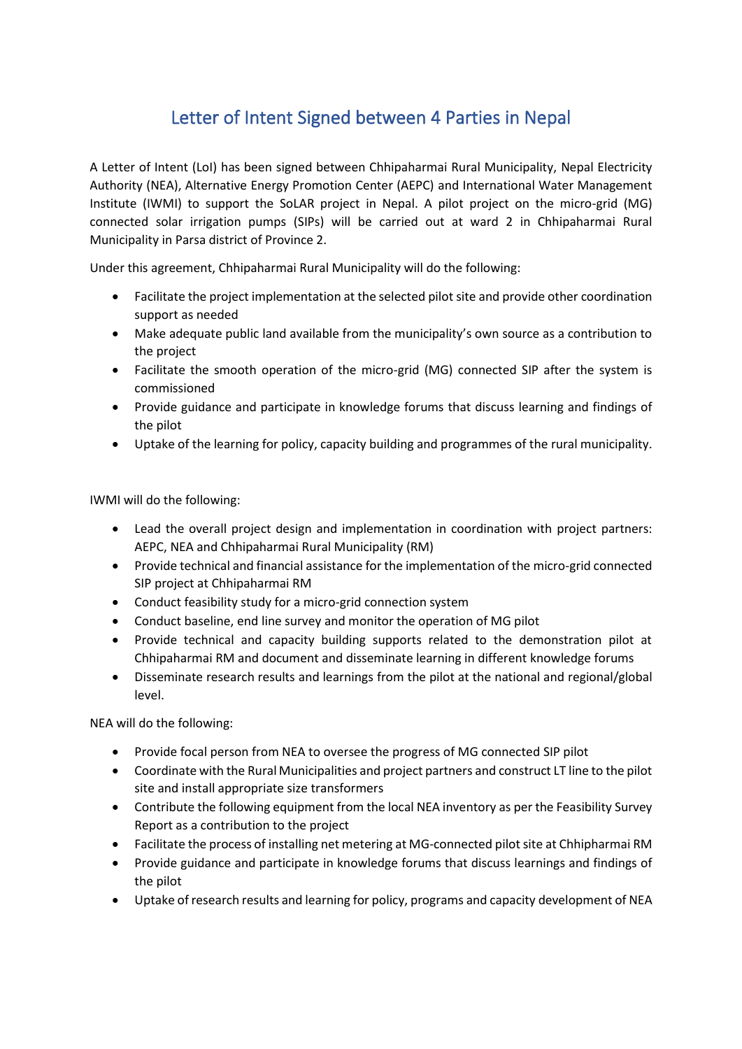# Letter of Intent Signed between 4 Parties in Nepal

A Letter of Intent (LoI) has been signed between Chhipaharmai Rural Municipality, Nepal Electricity Authority (NEA), Alternative Energy Promotion Center (AEPC) and International Water Management Institute (IWMI) to support the SoLAR project in Nepal. A pilot project on the micro-grid (MG) connected solar irrigation pumps (SIPs) will be carried out at ward 2 in Chhipaharmai Rural Municipality in Parsa district of Province 2.

Under this agreement, Chhipaharmai Rural Municipality will do the following:

- Facilitate the project implementation at the selected pilot site and provide other coordination support as needed
- Make adequate public land available from the municipality's own source as a contribution to the project
- Facilitate the smooth operation of the micro-grid (MG) connected SIP after the system is commissioned
- Provide guidance and participate in knowledge forums that discuss learning and findings of the pilot
- Uptake of the learning for policy, capacity building and programmes of the rural municipality.

IWMI will do the following:

- Lead the overall project design and implementation in coordination with project partners: AEPC, NEA and Chhipaharmai Rural Municipality (RM)
- Provide technical and financial assistance for the implementation of the micro-grid connected SIP project at Chhipaharmai RM
- Conduct feasibility study for a micro-grid connection system
- Conduct baseline, end line survey and monitor the operation of MG pilot
- Provide technical and capacity building supports related to the demonstration pilot at Chhipaharmai RM and document and disseminate learning in different knowledge forums
- Disseminate research results and learnings from the pilot at the national and regional/global level.

NEA will do the following:

- Provide focal person from NEA to oversee the progress of MG connected SIP pilot
- Coordinate with the Rural Municipalities and project partners and construct LT line to the pilot site and install appropriate size transformers
- Contribute the following equipment from the local NEA inventory as per the Feasibility Survey Report as a contribution to the project
- Facilitate the process of installing net metering at MG-connected pilot site at Chhipharmai RM
- Provide guidance and participate in knowledge forums that discuss learnings and findings of the pilot
- Uptake of research results and learning for policy, programs and capacity development of NEA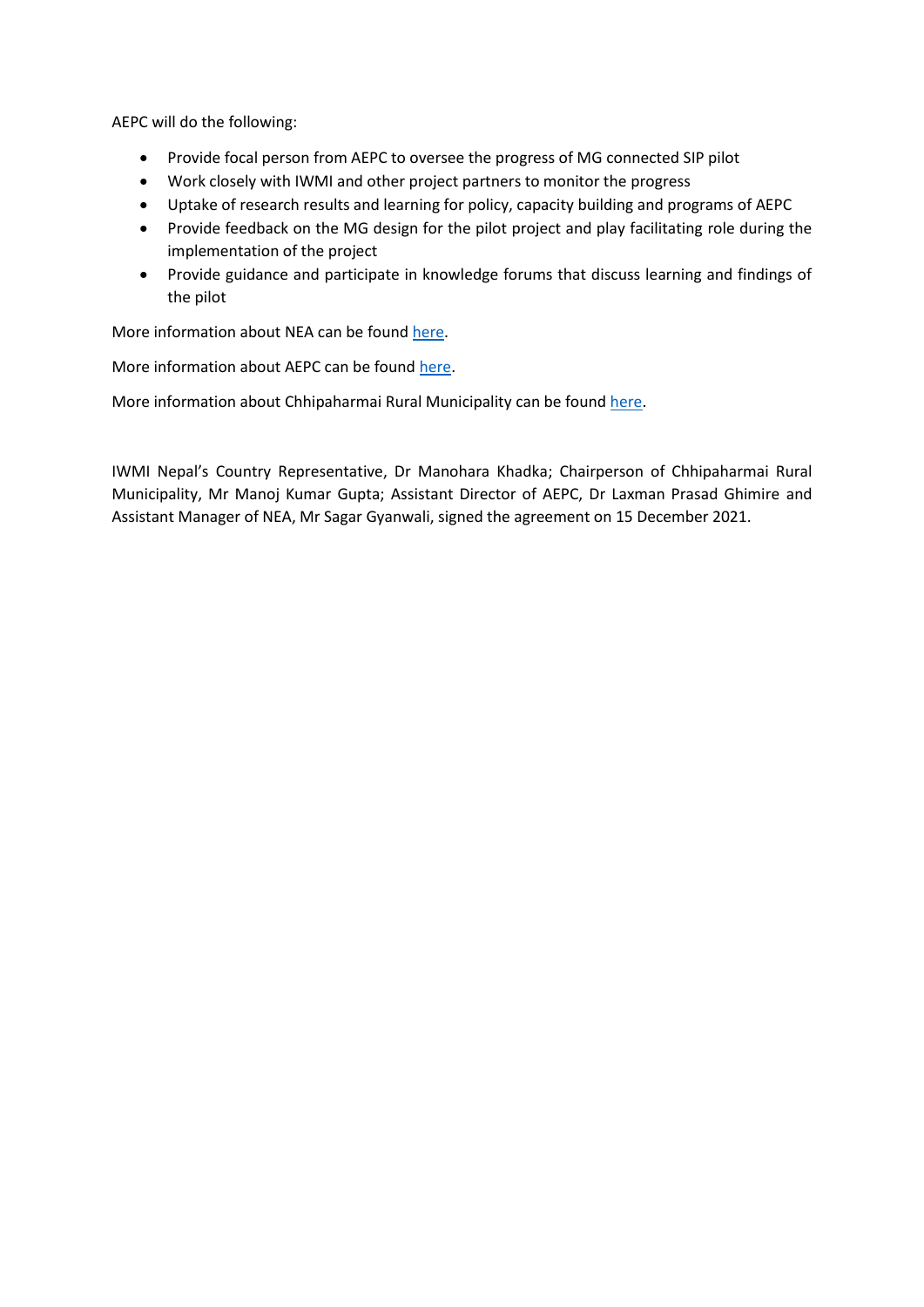AEPC will do the following:

- Provide focal person from AEPC to oversee the progress of MG connected SIP pilot
- Work closely with IWMI and other project partners to monitor the progress
- Uptake of research results and learning for policy, capacity building and programs of AEPC
- Provide feedback on the MG design for the pilot project and play facilitating role during the implementation of the project
- Provide guidance and participate in knowledge forums that discuss learning and findings of the pilot

More information about NEA can be found here.

More information about AEPC can be found here.

More information about Chhipaharmai Rural Municipality can be found here.

IWMI Nepal's Country Representative, Dr Manohara Khadka; Chairperson of Chhipaharmai Rural Municipality, Mr Manoj Kumar Gupta; Assistant Director of AEPC, Dr Laxman Prasad Ghimire and Assistant Manager of NEA, Mr Sagar Gyanwali, signed the agreement on 15 December 2021.